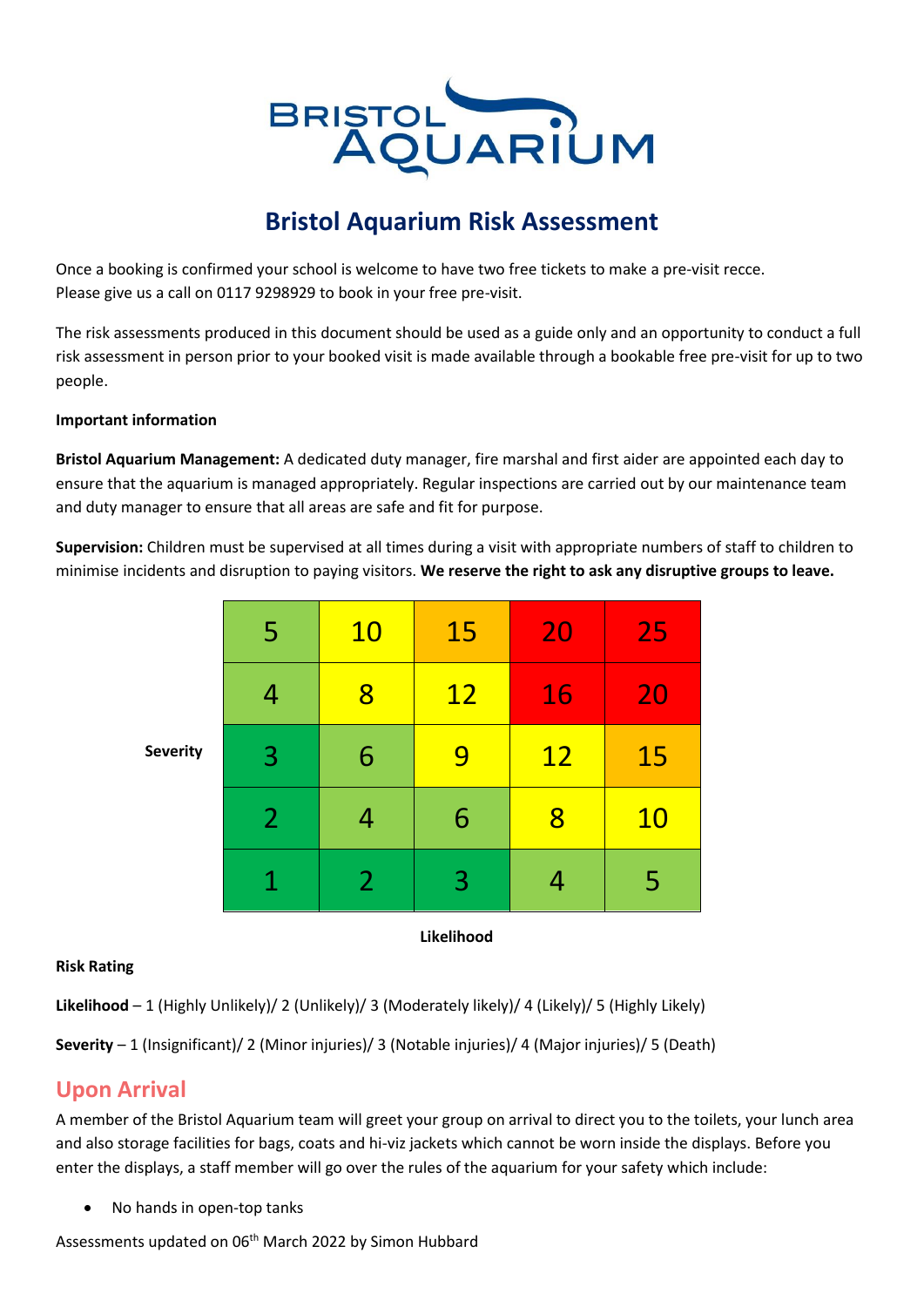# Bristol Aquarium Risk Assessment

Once a booking is confirmed your school is welcome to have two free tickets to make a pre-visit recce. Please give us a call on 0117 9298929 to book in your free pre-visit.

The risk assessments produced in this document should be used as a guide only and an opportunity to conduct a full risk assessment in person prior to your booked visit is made available through a bookable free pre-visit for up to two people.

**Important information**

**Bristol Aquarium Management:** A dedicated duty manager, fire marshal and first aider are appointed each day to ensure that the aquarium is managed appropriately. Regular inspections are carried out by our maintenance team and duty manager to ensure that all areas are safe and fit for purpose.

**Supervision:** Children must be supervised at all times during a visit with appropriate numbers of staff to children to minimise incidents and disruption to paying visitors. **We reserve the right to ask any disruptive groups to leave.**

| Severity | | | | | |
|---|---|---|---|---|---|
| | 5 | 10 | 15 | 20 | 25 |
| | 4 | 8 | 12 | 16 | 20 |
| | 3 | 6 | 9 | 12 | 15 |
| | 2 | 4 | 6 | 8 | 10 |
| | 1 | 2 | 3 | 4 | 5 |

**Likelihood**

**Risk Rating**

**Likelihood** – 1 (Highly Unlikely)/ 2 (Unlikely)/ 3 (Moderately likely)/ 4 (Likely)/ 5 (Highly Likely)

**Severity** – 1 (Insignificant)/ 2 (Minor injuries)/ 3 (Notable injuries)/ 4 (Major injuries)/ 5 (Death)

## Upon Arrival

A member of the Bristol Aquarium team will greet your group on arrival to direct you to the toilets, your lunch area and also storage facilities for bags, coats and hi-viz jackets which cannot be worn inside the displays. Before you enter the displays, a staff member will go over the rules of the aquarium for your safety which include:

- No hands in open-top tanks

Assessments updated on 06th March 2022 by Simon Hubbard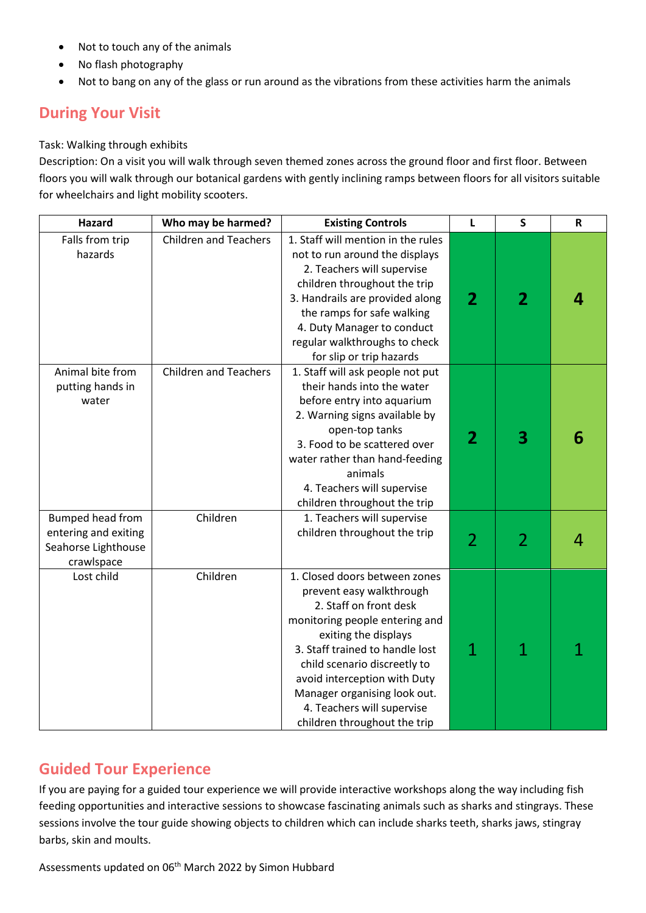- Not to touch any of the animals
- No flash photography
- Not to bang on any of the glass or run around as the vibrations from these activities harm the animals

## During Your Visit

Task: Walking through exhibits

Description: On a visit you will walk through seven themed zones across the ground floor and first floor. Between floors you will walk through our botanical gardens with gently inclining ramps between floors for all visitors suitable for wheelchairs and light mobility scooters.

| Hazard | Who may be harmed? | Existing Controls | L | S | R |
|---|---|---|---|---|---|
| Falls from trip hazards | Children and Teachers | 1. Staff will mention in the rules not to run around the displays 2. Teachers will supervise children throughout the trip 3. Handrails are provided along the ramps for safe walking 4. Duty Manager to conduct regular walkthroughs to check for slip or trip hazards | **2** | **2** | **4** |
| Animal bite from putting hands in water | Children and Teachers | 1. Staff will ask people not put their hands into the water before entry into aquarium 2. Warning signs available by open-top tanks 3. Food to be scattered over water rather than hand-feeding animals 4. Teachers will supervise children throughout the trip | **2** | **3** | **6** |
| Bumped head from entering and exiting Seahorse Lighthouse crawlspace | Children | 1. Teachers will supervise children throughout the trip | 2 | 2 | 4 |
| Lost child | Children | 1. Closed doors between zones prevent easy walkthrough 2. Staff on front desk monitoring people entering and exiting the displays 3. Staff trained to handle lost child scenario discreetly to avoid interception with Duty Manager organising look out. 4. Teachers will supervise children throughout the trip | 1 | 1 | 1 |

## Guided Tour Experience

If you are paying for a guided tour experience we will provide interactive workshops along the way including fish feeding opportunities and interactive sessions to showcase fascinating animals such as sharks and stingrays. These sessions involve the tour guide showing objects to children which can include sharks teeth, sharks jaws, stingray barbs, skin and moults.

Assessments updated on 06th March 2022 by Simon Hubbard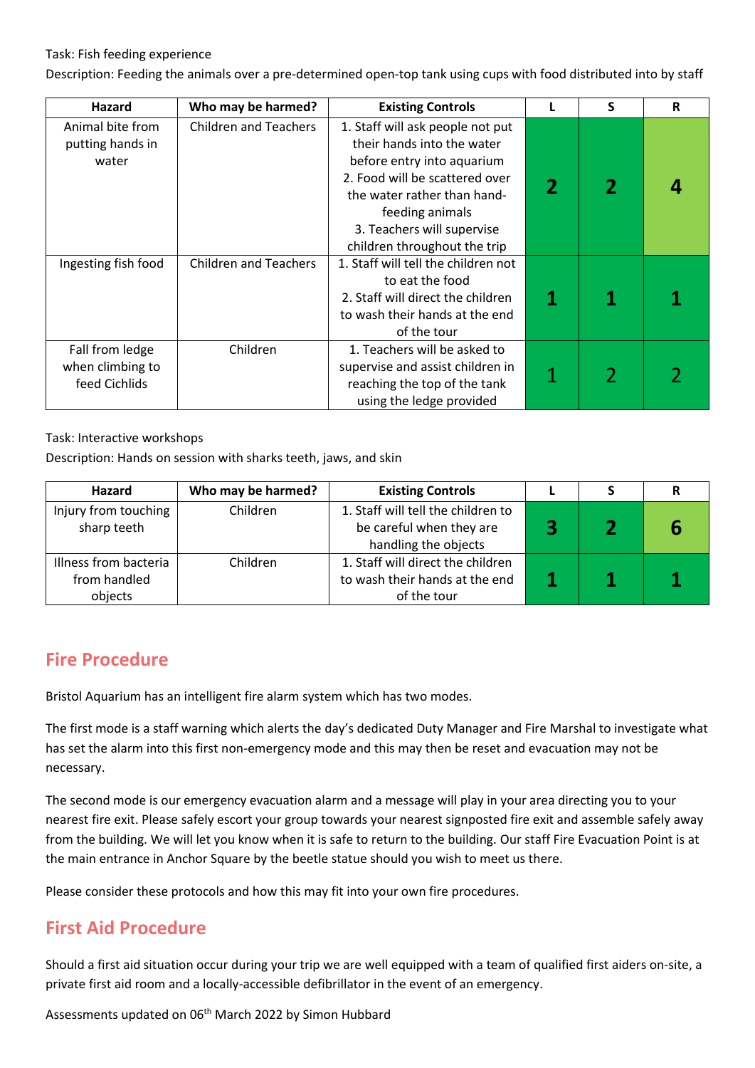Task: Fish feeding experience

Description: Feeding the animals over a pre-determined open-top tank using cups with food distributed into by staff

| Hazard | Who may be harmed? | Existing Controls | L | S | R |
|---|---|---|---|---|---|
| Animal bite from putting hands in water | Children and Teachers | 1. Staff will ask people not put their hands into the water before entry into aquarium<br>2. Food will be scattered over the water rather than hand-feeding animals<br>3. Teachers will supervise children throughout the trip | **2** | **2** | **4** |
| Ingesting fish food | Children and Teachers | 1. Staff will tell the children not to eat the food<br>2. Staff will direct the children to wash their hands at the end of the tour | **1** | **1** | **1** |
| Fall from ledge when climbing to feed Cichlids | Children | 1. Teachers will be asked to supervise and assist children in reaching the top of the tank using the ledge provided | 1 | 2 | 2 |

Task: Interactive workshops

Description: Hands on session with sharks teeth, jaws, and skin

| Hazard | Who may be harmed? | Existing Controls | L | S | R |
|---|---|---|---|---|---|
| Injury from touching sharp teeth | Children | 1. Staff will tell the children to be careful when they are handling the objects | **3** | **2** | **6** |
| Illness from bacteria from handled objects | Children | 1. Staff will direct the children to wash their hands at the end of the tour | **1** | **1** | **1** |

## Fire Procedure

Bristol Aquarium has an intelligent fire alarm system which has two modes.

The first mode is a staff warning which alerts the day's dedicated Duty Manager and Fire Marshal to investigate what has set the alarm into this first non-emergency mode and this may then be reset and evacuation may not be necessary.

The second mode is our emergency evacuation alarm and a message will play in your area directing you to your nearest fire exit. Please safely escort your group towards your nearest signposted fire exit and assemble safely away from the building. We will let you know when it is safe to return to the building. Our staff Fire Evacuation Point is at the main entrance in Anchor Square by the beetle statue should you wish to meet us there.

Please consider these protocols and how this may fit into your own fire procedures.

## First Aid Procedure

Should a first aid situation occur during your trip we are well equipped with a team of qualified first aiders on-site, a private first aid room and a locally-accessible defibrillator in the event of an emergency.

Assessments updated on 06th March 2022 by Simon Hubbard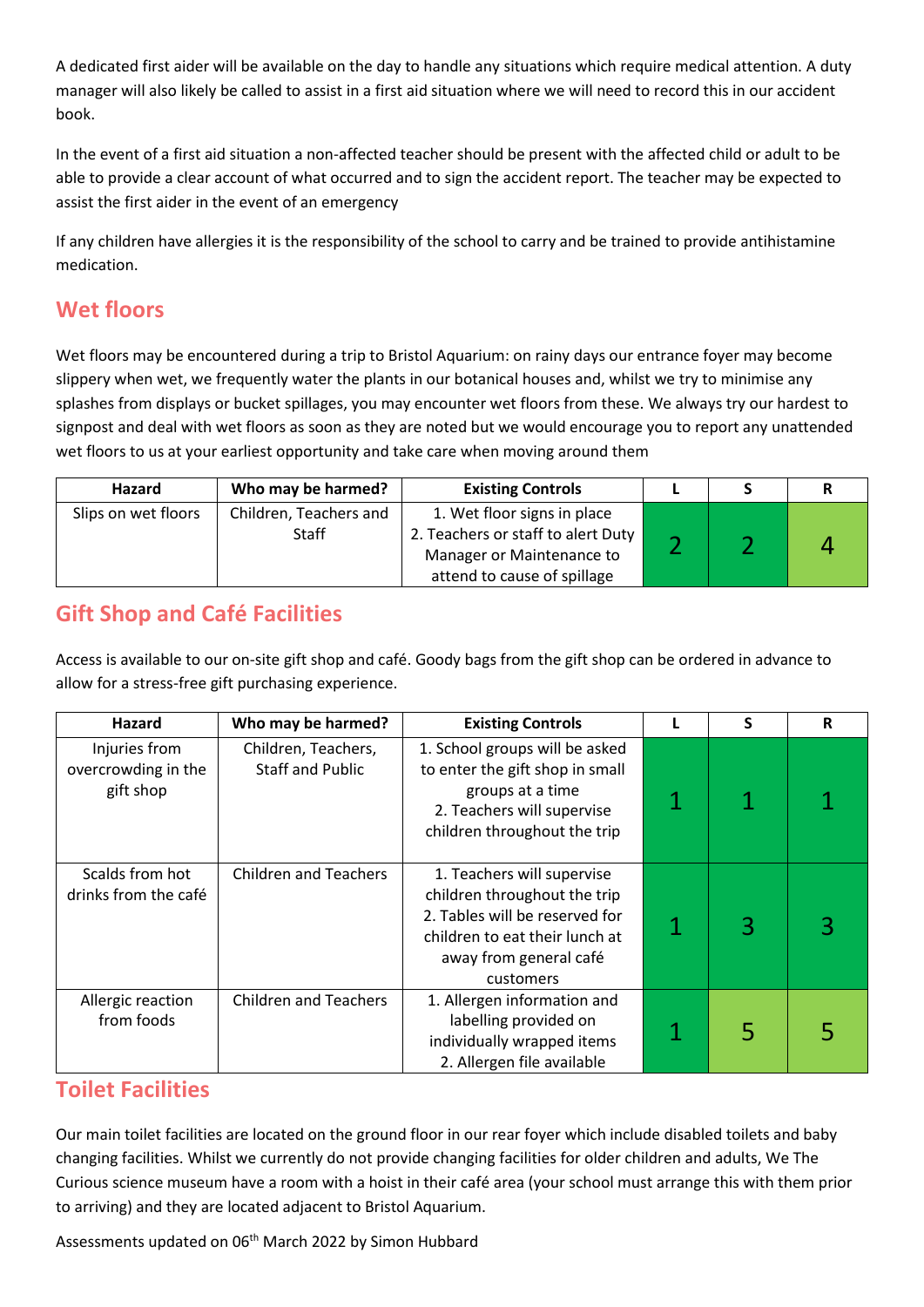A dedicated first aider will be available on the day to handle any situations which require medical attention. A duty manager will also likely be called to assist in a first aid situation where we will need to record this in our accident book.

In the event of a first aid situation a non-affected teacher should be present with the affected child or adult to be able to provide a clear account of what occurred and to sign the accident report. The teacher may be expected to assist the first aider in the event of an emergency

If any children have allergies it is the responsibility of the school to carry and be trained to provide antihistamine medication.

## Wet floors

Wet floors may be encountered during a trip to Bristol Aquarium: on rainy days our entrance foyer may become slippery when wet, we frequently water the plants in our botanical houses and, whilst we try to minimise any splashes from displays or bucket spillages, you may encounter wet floors from these. We always try our hardest to signpost and deal with wet floors as soon as they are noted but we would encourage you to report any unattended wet floors to us at your earliest opportunity and take care when moving around them

| Hazard | Who may be harmed? | Existing Controls | L | S | R |
|---|---|---|---|---|---|
| Slips on wet floors | Children, Teachers and Staff | 1. Wet floor signs in place<br>2. Teachers or staff to alert Duty Manager or Maintenance to attend to cause of spillage | 2 | 2 | 4 |

## Gift Shop and Café Facilities

Access is available to our on-site gift shop and café. Goody bags from the gift shop can be ordered in advance to allow for a stress-free gift purchasing experience.

| Hazard | Who may be harmed? | Existing Controls | L | S | R |
|---|---|---|---|---|---|
| Injuries from overcrowding in the gift shop | Children, Teachers, Staff and Public | 1. School groups will be asked to enter the gift shop in small groups at a time<br>2. Teachers will supervise children throughout the trip | 1 | 1 | 1 |
| Scalds from hot drinks from the café | Children and Teachers | 1. Teachers will supervise children throughout the trip<br>2. Tables will be reserved for children to eat their lunch at away from general café customers | 1 | 3 | 3 |
| Allergic reaction from foods | Children and Teachers | 1. Allergen information and labelling provided on individually wrapped items<br>2. Allergen file available | 1 | 5 | 5 |

## Toilet Facilities

Our main toilet facilities are located on the ground floor in our rear foyer which include disabled toilets and baby changing facilities. Whilst we currently do not provide changing facilities for older children and adults, We The Curious science museum have a room with a hoist in their café area (your school must arrange this with them prior to arriving) and they are located adjacent to Bristol Aquarium.

Assessments updated on 06th March 2022 by Simon Hubbard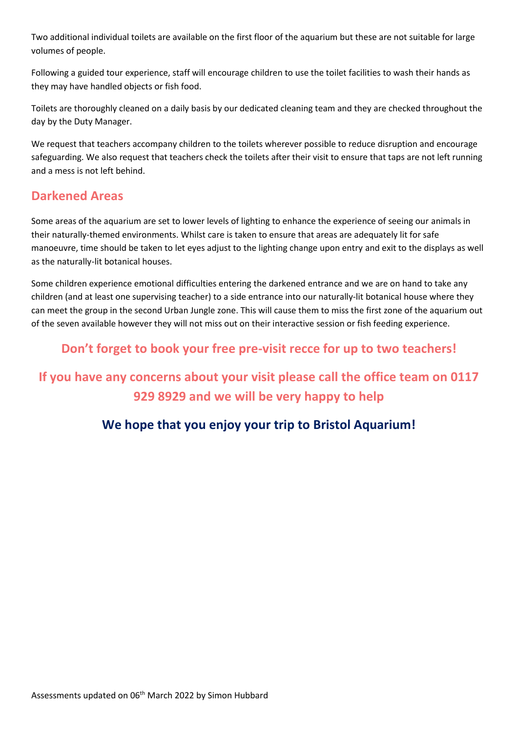Two additional individual toilets are available on the first floor of the aquarium but these are not suitable for large volumes of people.

Following a guided tour experience, staff will encourage children to use the toilet facilities to wash their hands as they may have handled objects or fish food.

Toilets are thoroughly cleaned on a daily basis by our dedicated cleaning team and they are checked throughout the day by the Duty Manager.

We request that teachers accompany children to the toilets wherever possible to reduce disruption and encourage safeguarding. We also request that teachers check the toilets after their visit to ensure that taps are not left running and a mess is not left behind.

## Darkened Areas

Some areas of the aquarium are set to lower levels of lighting to enhance the experience of seeing our animals in their naturally-themed environments. Whilst care is taken to ensure that areas are adequately lit for safe manoeuvre, time should be taken to let eyes adjust to the lighting change upon entry and exit to the displays as well as the naturally-lit botanical houses.

Some children experience emotional difficulties entering the darkened entrance and we are on hand to take any children (and at least one supervising teacher) to a side entrance into our naturally-lit botanical house where they can meet the group in the second Urban Jungle zone. This will cause them to miss the first zone of the aquarium out of the seven available however they will not miss out on their interactive session or fish feeding experience.

**Don't forget to book your free pre-visit recce for up to two teachers!**

**If you have any concerns about your visit please call the office team on 0117 929 8929 and we will be very happy to help**

**We hope that you enjoy your trip to Bristol Aquarium!**

Assessments updated on 06th March 2022 by Simon Hubbard